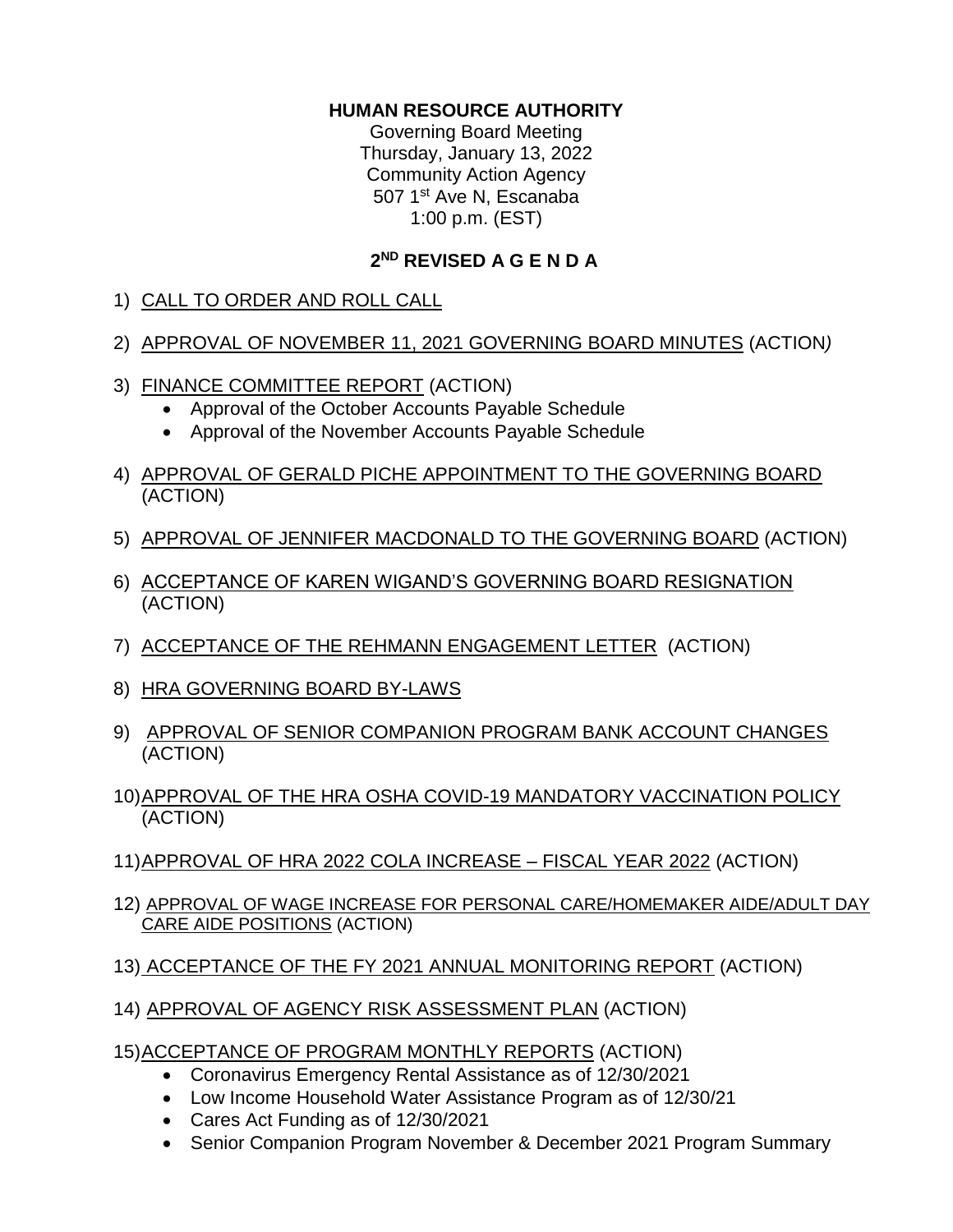**HUMAN RESOURCE AUTHORITY**

Governing Board Meeting
Thursday, January 13, 2022
Community Action Agency
507 1st Ave N, Escanaba
1:00 p.m. (EST)

## 2ND REVISED A G E N D A

1) CALL TO ORDER AND ROLL CALL

2) APPROVAL OF NOVEMBER 11, 2021 GOVERNING BOARD MINUTES (ACTION*)*

3) FINANCE COMMITTEE REPORT (ACTION)
   - Approval of the October Accounts Payable Schedule
   - Approval of the November Accounts Payable Schedule

4) APPROVAL OF GERALD PICHE APPOINTMENT TO THE GOVERNING BOARD (ACTION)

5) APPROVAL OF JENNIFER MACDONALD TO THE GOVERNING BOARD (ACTION)

6) ACCEPTANCE OF KAREN WIGAND'S GOVERNING BOARD RESIGNATION (ACTION)

7) ACCEPTANCE OF THE REHMANN ENGAGEMENT LETTER (ACTION)

8) HRA GOVERNING BOARD BY-LAWS

9) APPROVAL OF SENIOR COMPANION PROGRAM BANK ACCOUNT CHANGES (ACTION)

10) APPROVAL OF THE HRA OSHA COVID-19 MANDATORY VACCINATION POLICY (ACTION)

11) APPROVAL OF HRA 2022 COLA INCREASE – FISCAL YEAR 2022 (ACTION)

12) APPROVAL OF WAGE INCREASE FOR PERSONAL CARE/HOMEMAKER AIDE/ADULT DAY CARE AIDE POSITIONS (ACTION)

13) ACCEPTANCE OF THE FY 2021 ANNUAL MONITORING REPORT (ACTION)

14) APPROVAL OF AGENCY RISK ASSESSMENT PLAN (ACTION)

15) ACCEPTANCE OF PROGRAM MONTHLY REPORTS (ACTION)
   - Coronavirus Emergency Rental Assistance as of 12/30/2021
   - Low Income Household Water Assistance Program as of 12/30/21
   - Cares Act Funding as of 12/30/2021
   - Senior Companion Program November & December 2021 Program Summary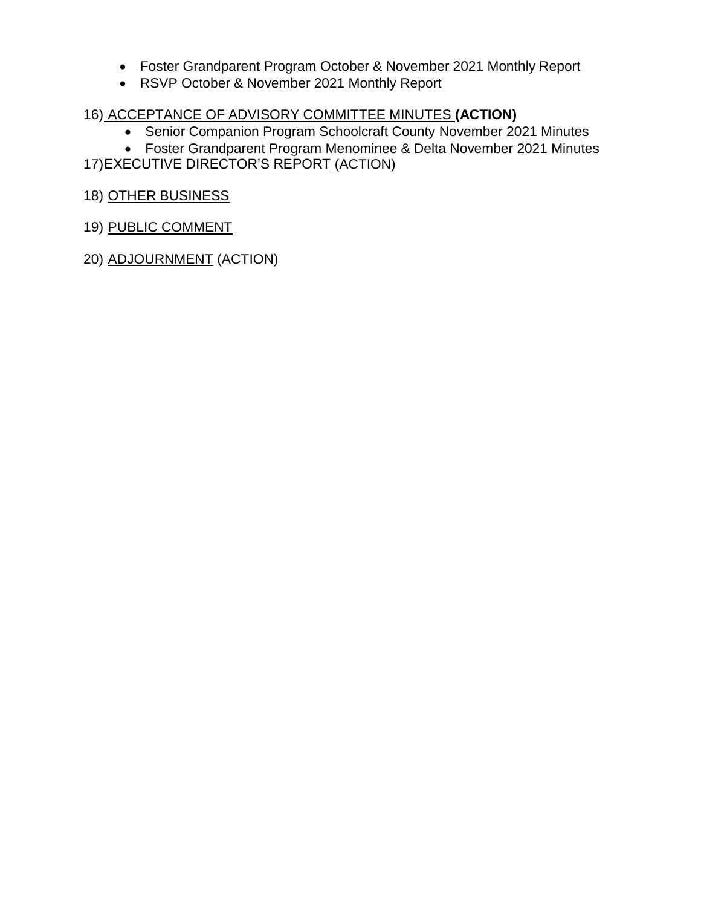- Foster Grandparent Program October & November 2021 Monthly Report
- RSVP October & November 2021 Monthly Report

16) ACCEPTANCE OF ADVISORY COMMITTEE MINUTES **(ACTION)**

- Senior Companion Program Schoolcraft County November 2021 Minutes
- Foster Grandparent Program Menominee & Delta November 2021 Minutes

17) EXECUTIVE DIRECTOR'S REPORT (ACTION)

18) OTHER BUSINESS

19) PUBLIC COMMENT

20) ADJOURNMENT (ACTION)